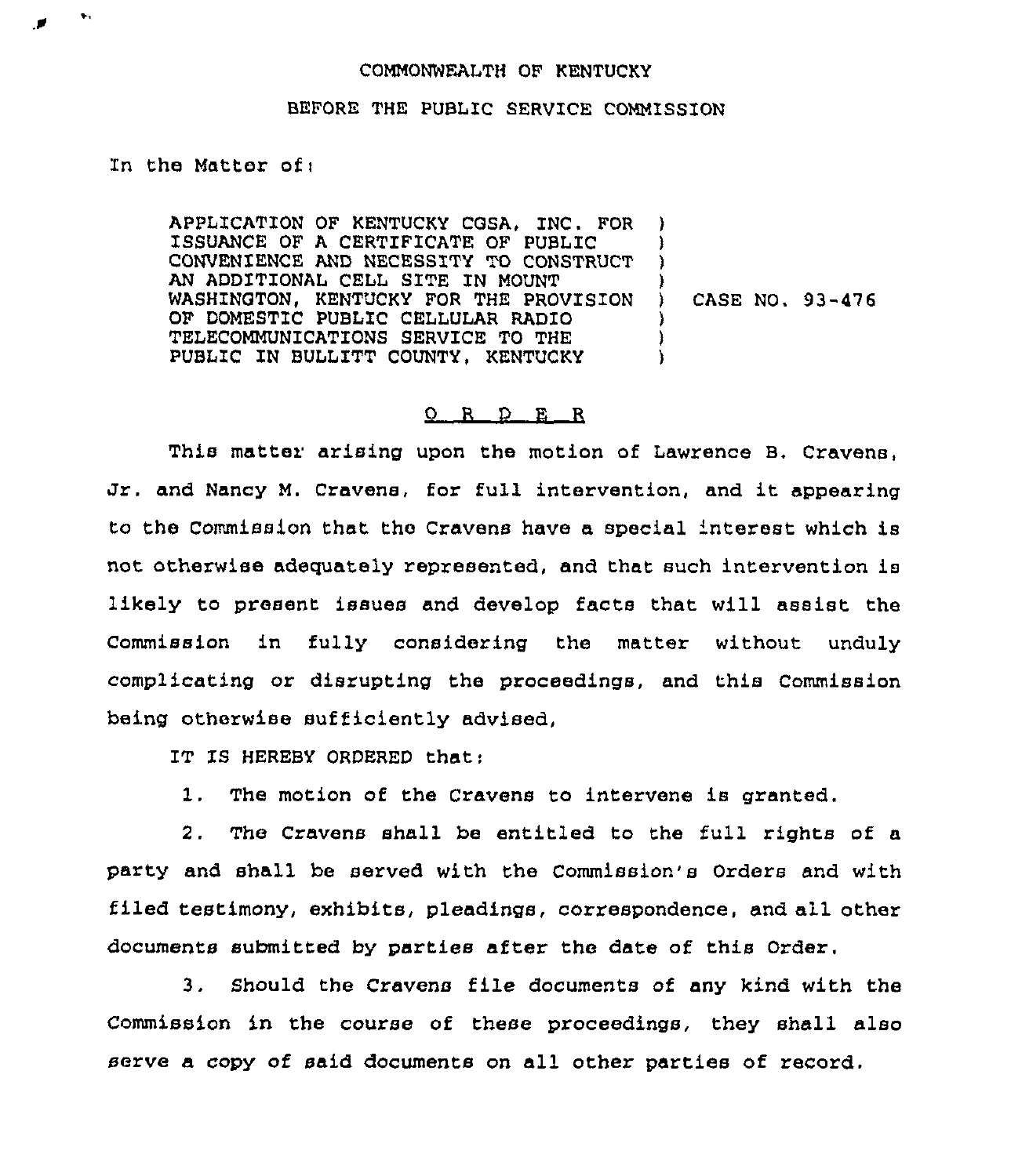COMMONWEALTH OF KENTUCKY

BEFORE THE PUBLIC SERVICE COMMISSION

In the Matter of:

APPLICATION OF KENTUCKY CGSA, INC. FOR ISSUANCE OF A CERTIFICATE OF PUBLIC CONVENIENCE AND NECESSITY TO CONSTRUCT AN ADDITIONAL CELL SITE IN MOUNT WASHINGTON, KENTUCKY FOR THE PROVISION OF DOMESTIC PUBLIC CELLULAR RADIO TELECOMMUNICATIONS SERVICE TO THE PUBLIC IN BULLITT COUNTY, KENTUCKY ) CASE NO. 93-476

## O R D E R

This matter arising upon the motion of Lawrence B. Cravens, Jr. and Nancy M. Cravens, for full intervention, and it appearing to the Commission that the Cravens have a special interest which is not otherwise adequately represented, and that such intervention is likely to present issues and develop facts that will assist the Commission in fully considering the matter without unduly complicating or disrupting the proceedings, and this Commission being otherwise sufficiently advised,

IT IS HEREBY ORDERED that:

1. The motion of the Cravens to intervene is granted.

2. The Cravens shall be entitled to the full rights of a party and shall be served with the Commission's Orders and with filed testimony, exhibits, pleadings, correspondence, and all other documents submitted by parties after the date of this Order.

3. Should the Cravens file documents of any kind with the Commission in the course of these proceedings, they shall also serve a copy of said documents on all other parties of record.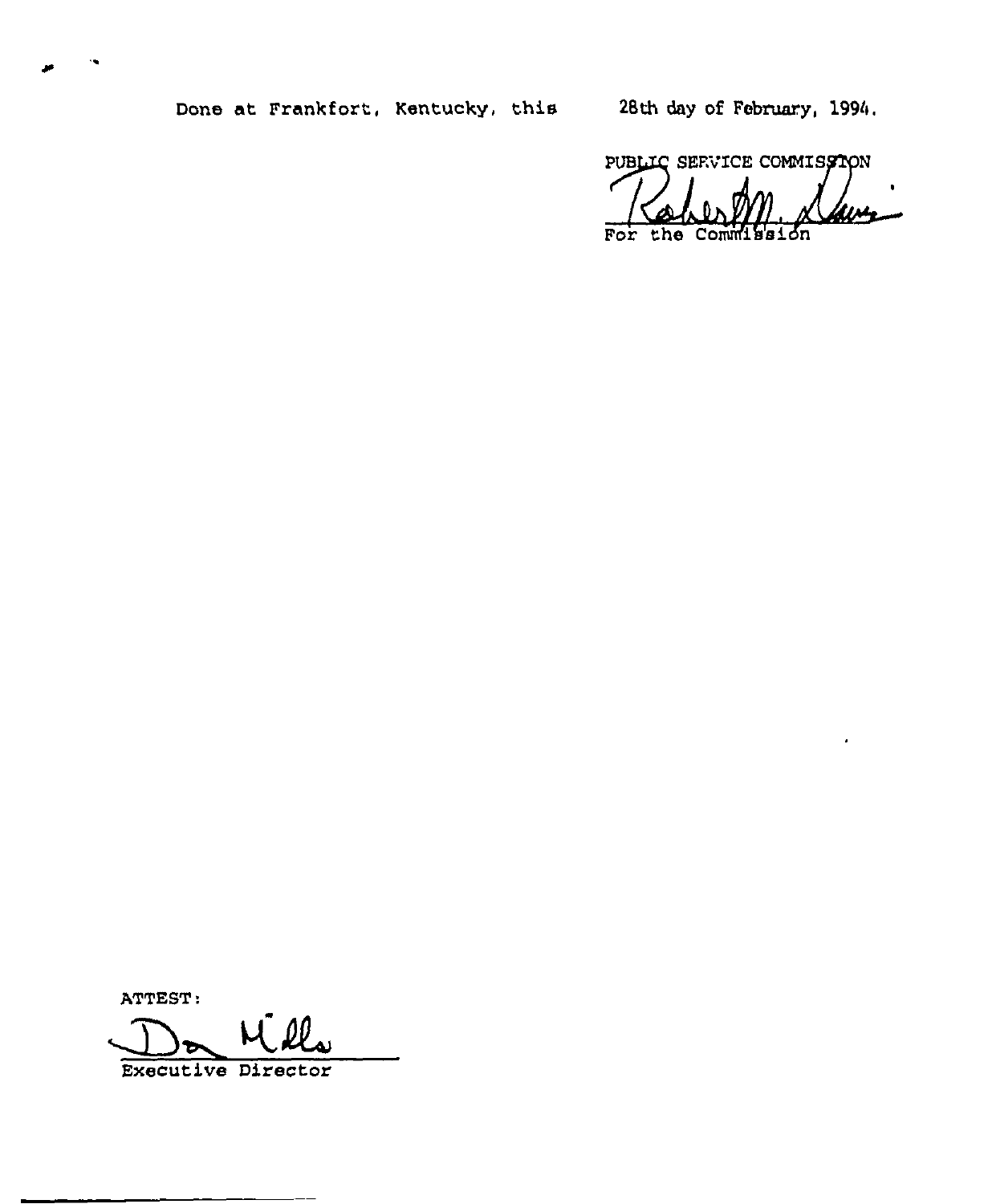Done at Frankfort, Kentucky, this 28th day of February, 1994.

PUBLIC SERVICE COMMISSION

For the Commission

ATTEST:

Executive Director